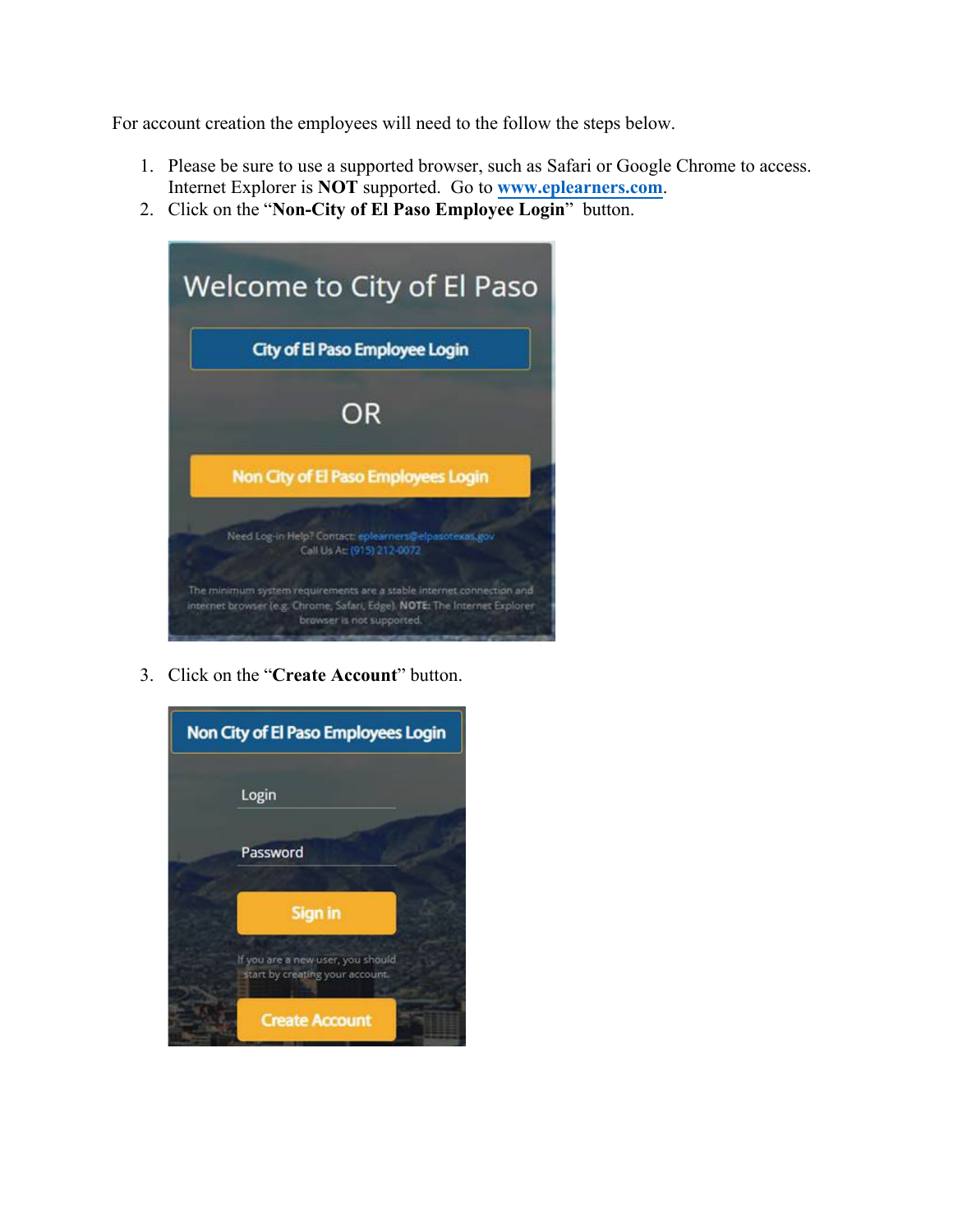For account creation the employees will need to the follow the steps below.

1. Please be sure to use a supported browser, such as Safari or Google Chrome to access. Internet Explorer is **NOT** supported. Go to [www.eplearners.com](http://www.eplearners.com).
2. Click on the "**Non-City of El Paso Employee Login**" button.
3. Click on the "**Create Account**" button.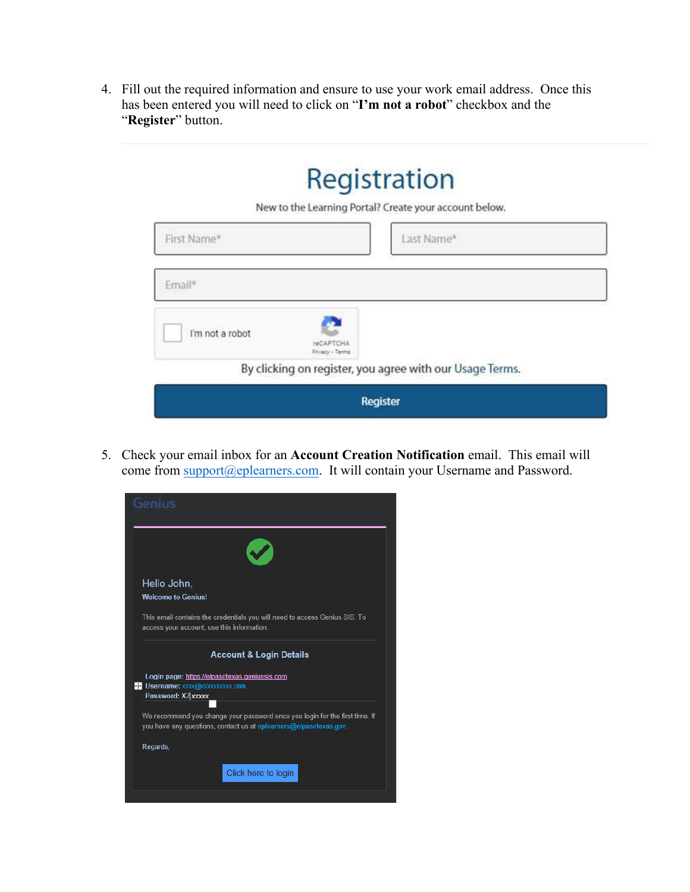4. Fill out the required information and ensure to use your work email address. Once this has been entered you will need to click on "**I'm not a robot**" checkbox and the "**Register**" button.

Registration

New to the Learning Portal? Create your account below.

First Name*

Last Name*

Email*

I'm not a robot

reCAPTCHA
Privacy - Terms

By clicking on register, you agree with our Usage Terms.

Register

5. Check your email inbox for an **Account Creation Notification** email. This email will come from support@eplearners.com. It will contain your Username and Password.

Genius

Hello John,

Welcome to Genius!

This email contains the credentials you will need to access Genius SIS. To access your account, use this information.

Account & Login Details

Login page: https://elpasotexas.geniussis.com
Username: xxxx@xxxxxxxxx.com
Password: X2xxxxx

We recommend you change your password once you login for the first time. If you have any questions, contact us at eplearners@elpasotexas.gov.

Regards,

Click here to login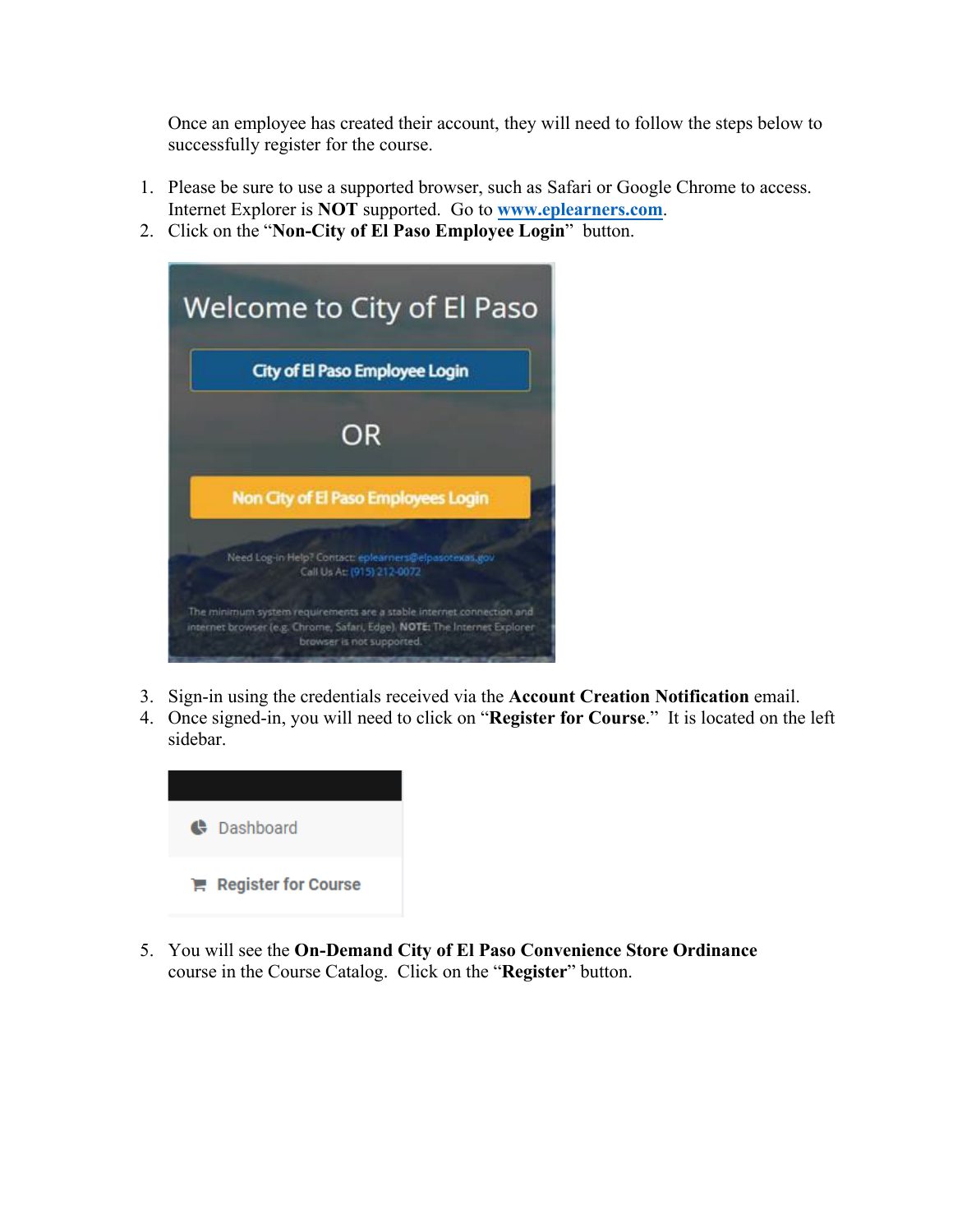Once an employee has created their account, they will need to follow the steps below to successfully register for the course.

1. Please be sure to use a supported browser, such as Safari or Google Chrome to access. Internet Explorer is **NOT** supported. Go to [www.eplearners.com](http://www.eplearners.com).
2. Click on the "**Non-City of El Paso Employee Login**" button.

Welcome to City of El Paso

City of El Paso Employee Login

OR

Non City of El Paso Employees Login

Need Log-in Help? Contact: eplearners@elpasotexas.gov
Call Us At: (915) 212-0072

The minimum system requirements are a stable internet connection and internet browser (e.g. Chrome, Safari, Edge). NOTE: The Internet Explorer browser is not supported.

3. Sign-in using the credentials received via the **Account Creation Notification** email.
4. Once signed-in, you will need to click on "**Register for Course**." It is located on the left sidebar.

Dashboard

Register for Course

5. You will see the **On-Demand City of El Paso Convenience Store Ordinance** course in the Course Catalog. Click on the "**Register**" button.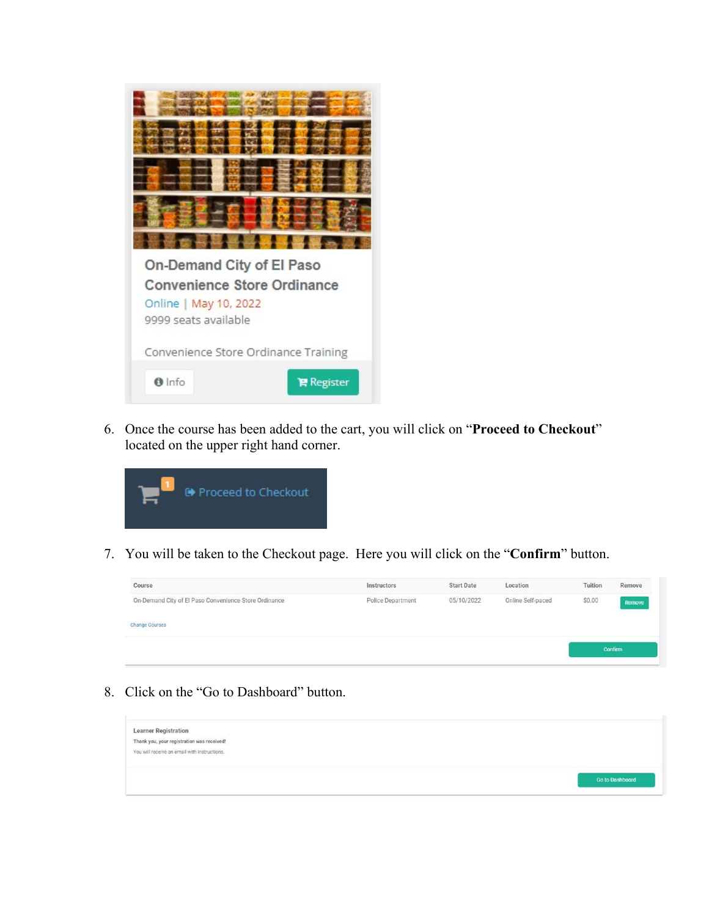On-Demand City of El Paso Convenience Store Ordinance

Online | May 10, 2022

9999 seats available

Convenience Store Ordinance Training

Info Register

6. Once the course has been added to the cart, you will click on "**Proceed to Checkout**" located on the upper right hand corner.

Proceed to Checkout

7. You will be taken to the Checkout page. Here you will click on the "**Confirm**" button.

| Course | Instructors | Start Date | Location | Tuition | Remove |
|---|---|---|---|---|---|
| On-Demand City of El Paso Convenience Store Ordinance | Police Department | 05/10/2022 | Online Self-paced | $0.00 | Remove |

Change Courses

Confirm

8. Click on the "Go to Dashboard" button.

Learner Registration

Thank you, your registration was received!

You will receive an email with instructions.

Go to Dashboard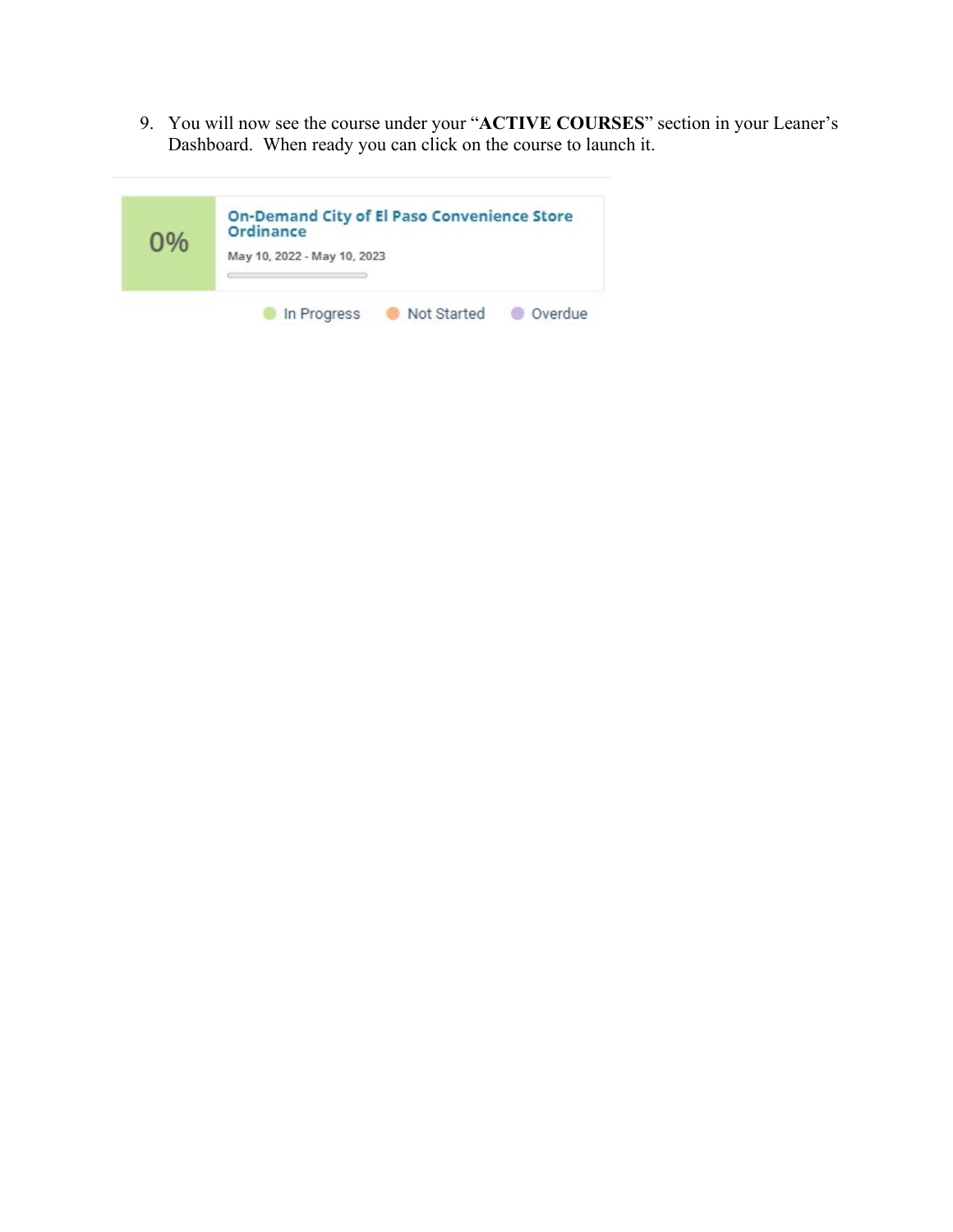9. You will now see the course under your "**ACTIVE COURSES**" section in your Leaner's Dashboard. When ready you can click on the course to launch it.

0%

On-Demand City of El Paso Convenience Store Ordinance

May 10, 2022 - May 10, 2023

In Progress

Not Started

Overdue